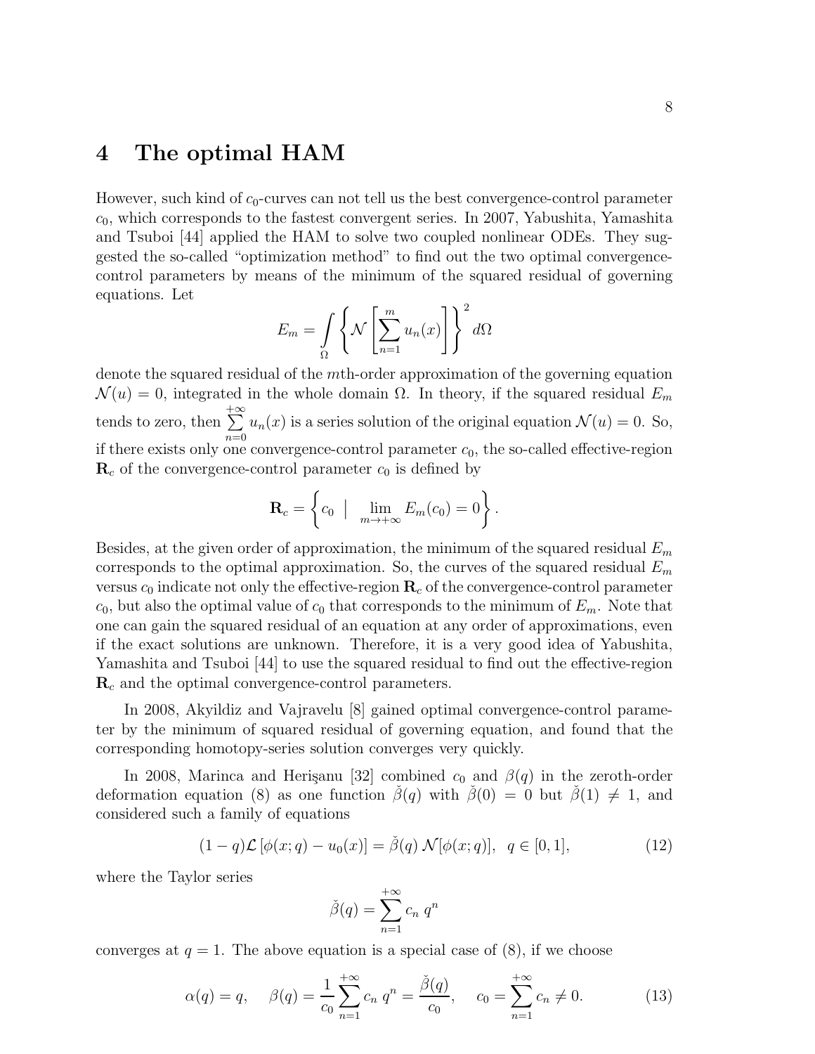# 4 The optimal HAM

However, such kind of $c_0$-curves can not tell us the best convergence-control parameter $c_0$, which corresponds to the fastest convergent series. In 2007, Yabushita, Yamashita and Tsuboi [44] applied the HAM to solve two coupled nonlinear ODEs. They suggested the so-called "optimization method" to find out the two optimal convergence-control parameters by means of the minimum of the squared residual of governing equations. Let

$$E_m = \int_{\Omega} \left\{ \mathcal{N}\left[ \sum_{n=1}^{m} u_n(x) \right] \right\}^2 d\Omega$$

denote the squared residual of the $m$th-order approximation of the governing equation $\mathcal{N}(u) = 0$, integrated in the whole domain $\Omega$. In theory, if the squared residual $E_m$ tends to zero, then $\sum_{n=0}^{+\infty} u_n(x)$ is a series solution of the original equation $\mathcal{N}(u) = 0$. So, if there exists only one convergence-control parameter $c_0$, the so-called effective-region $\mathbf{R}_c$ of the convergence-control parameter $c_0$ is defined by

$$\mathbf{R}_c = \left\{ c_0 \;\middle|\; \lim_{m \to +\infty} E_m(c_0) = 0 \right\}.$$

Besides, at the given order of approximation, the minimum of the squared residual $E_m$ corresponds to the optimal approximation. So, the curves of the squared residual $E_m$ versus $c_0$ indicate not only the effective-region $\mathbf{R}_c$ of the convergence-control parameter $c_0$, but also the optimal value of $c_0$ that corresponds to the minimum of $E_m$. Note that one can gain the squared residual of an equation at any order of approximations, even if the exact solutions are unknown. Therefore, it is a very good idea of Yabushita, Yamashita and Tsuboi [44] to use the squared residual to find out the effective-region $\mathbf{R}_c$ and the optimal convergence-control parameters.

In 2008, Akyildiz and Vajravelu [8] gained optimal convergence-control parameter by the minimum of squared residual of governing equation, and found that the corresponding homotopy-series solution converges very quickly.

In 2008, Marinca and Herişanu [32] combined $c_0$ and $\beta(q)$ in the zeroth-order deformation equation (8) as one function $\check{\beta}(q)$ with $\check{\beta}(0) = 0$ but $\check{\beta}(1) \neq 1$, and considered such a family of equations

$$(1-q)\mathcal{L}\left[\phi(x;q) - u_0(x)\right] = \check{\beta}(q)\, \mathcal{N}[\phi(x;q)], \quad q \in [0,1], \tag{12}$$

where the Taylor series

$$\check{\beta}(q) = \sum_{n=1}^{+\infty} c_n\, q^n$$

converges at $q = 1$. The above equation is a special case of (8), if we choose

$$\alpha(q) = q, \quad \beta(q) = \frac{1}{c_0} \sum_{n=1}^{+\infty} c_n\, q^n = \frac{\check{\beta}(q)}{c_0}, \quad c_0 = \sum_{n=1}^{+\infty} c_n \neq 0. \tag{13}$$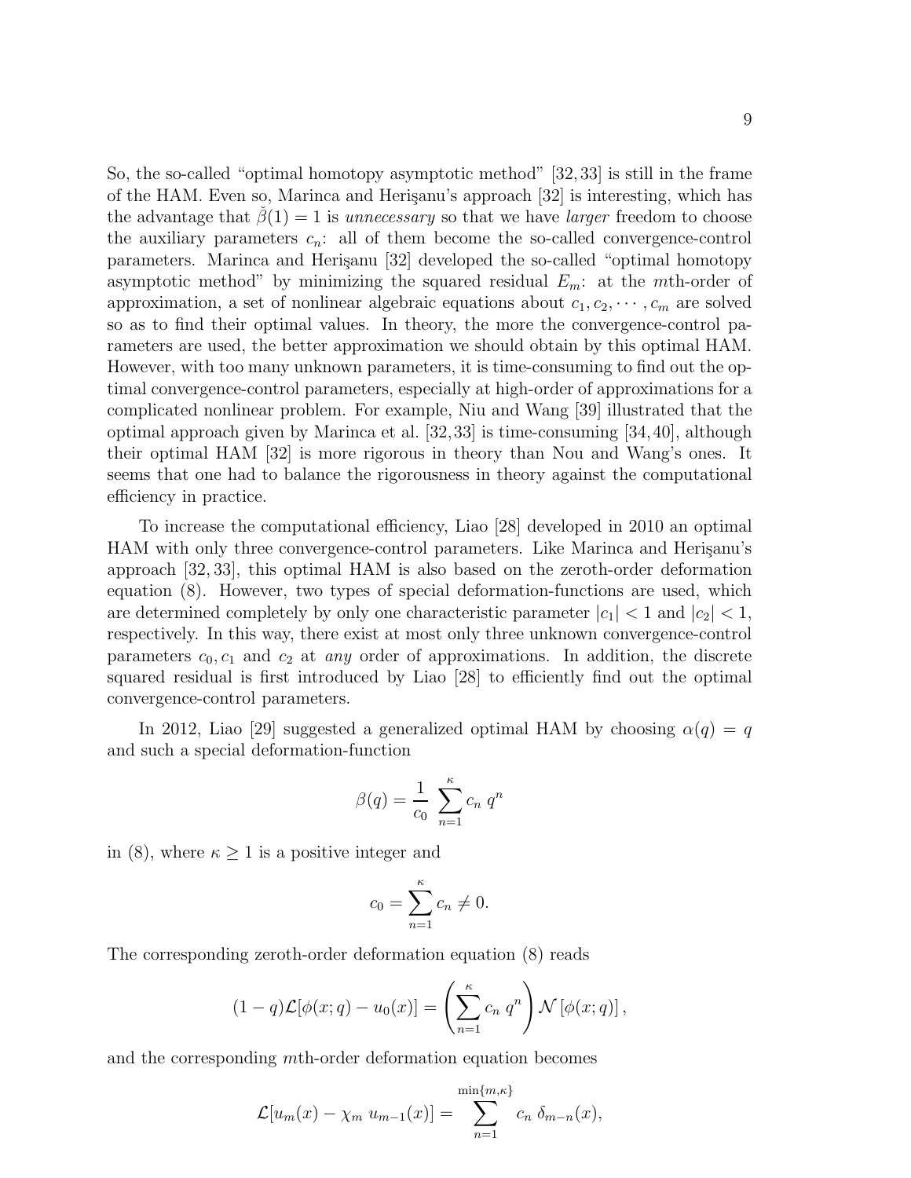So, the so-called "optimal homotopy asymptotic method" [32, 33] is still in the frame of the HAM. Even so, Marinca and Herişanu's approach [32] is interesting, which has the advantage that $\check{\beta}(1) = 1$ is *unnecessary* so that we have *larger* freedom to choose the auxiliary parameters $c_n$: all of them become the so-called convergence-control parameters. Marinca and Herişanu [32] developed the so-called "optimal homotopy asymptotic method" by minimizing the squared residual $E_m$: at the $m$th-order of approximation, a set of nonlinear algebraic equations about $c_1, c_2, \cdots, c_m$ are solved so as to find their optimal values. In theory, the more the convergence-control parameters are used, the better approximation we should obtain by this optimal HAM. However, with too many unknown parameters, it is time-consuming to find out the optimal convergence-control parameters, especially at high-order of approximations for a complicated nonlinear problem. For example, Niu and Wang [39] illustrated that the optimal approach given by Marinca et al. [32, 33] is time-consuming [34, 40], although their optimal HAM [32] is more rigorous in theory than Nou and Wang's ones. It seems that one had to balance the rigorousness in theory against the computational efficiency in practice.

To increase the computational efficiency, Liao [28] developed in 2010 an optimal HAM with only three convergence-control parameters. Like Marinca and Herişanu's approach [32, 33], this optimal HAM is also based on the zeroth-order deformation equation (8). However, two types of special deformation-functions are used, which are determined completely by only one characteristic parameter $|c_1| < 1$ and $|c_2| < 1$, respectively. In this way, there exist at most only three unknown convergence-control parameters $c_0, c_1$ and $c_2$ at *any* order of approximations. In addition, the discrete squared residual is first introduced by Liao [28] to efficiently find out the optimal convergence-control parameters.

In 2012, Liao [29] suggested a generalized optimal HAM by choosing $\alpha(q) = q$ and such a special deformation-function

$$\beta(q) = \frac{1}{c_0} \sum_{n=1}^{\kappa} c_n \, q^n$$

in (8), where $\kappa \geq 1$ is a positive integer and

$$c_0 = \sum_{n=1}^{\kappa} c_n \neq 0.$$

The corresponding zeroth-order deformation equation (8) reads

$$(1-q)\mathcal{L}[\phi(x;q) - u_0(x)] = \left( \sum_{n=1}^{\kappa} c_n \, q^n \right) \mathcal{N}\left[\phi(x;q)\right],$$

and the corresponding $m$th-order deformation equation becomes

$$\mathcal{L}[u_m(x) - \chi_m \, u_{m-1}(x)] = \sum_{n=1}^{\min\{m,\kappa\}} c_n \, \delta_{m-n}(x),$$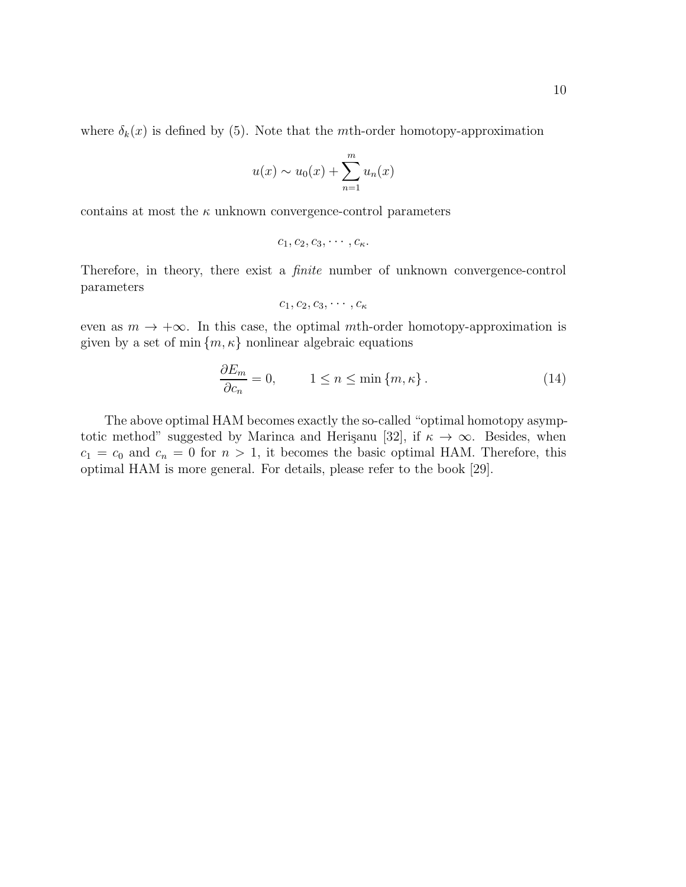where $\delta_k(x)$ is defined by (5). Note that the $m$th-order homotopy-approximation

$$u(x) \sim u_0(x) + \sum_{n=1}^{m} u_n(x)$$

contains at most the $\kappa$ unknown convergence-control parameters

$$c_1, c_2, c_3, \cdots, c_\kappa.$$

Therefore, in theory, there exist a *finite* number of unknown convergence-control parameters

$$c_1, c_2, c_3, \cdots, c_\kappa$$

even as $m \to +\infty$. In this case, the optimal $m$th-order homotopy-approximation is given by a set of $\min\{m, \kappa\}$ nonlinear algebraic equations

$$\frac{\partial E_m}{\partial c_n} = 0, \qquad 1 \le n \le \min\{m, \kappa\}. \tag{14}$$

The above optimal HAM becomes exactly the so-called "optimal homotopy asymptotic method" suggested by Marinca and Herişanu [32], if $\kappa \to \infty$. Besides, when $c_1 = c_0$ and $c_n = 0$ for $n > 1$, it becomes the basic optimal HAM. Therefore, this optimal HAM is more general. For details, please refer to the book [29].